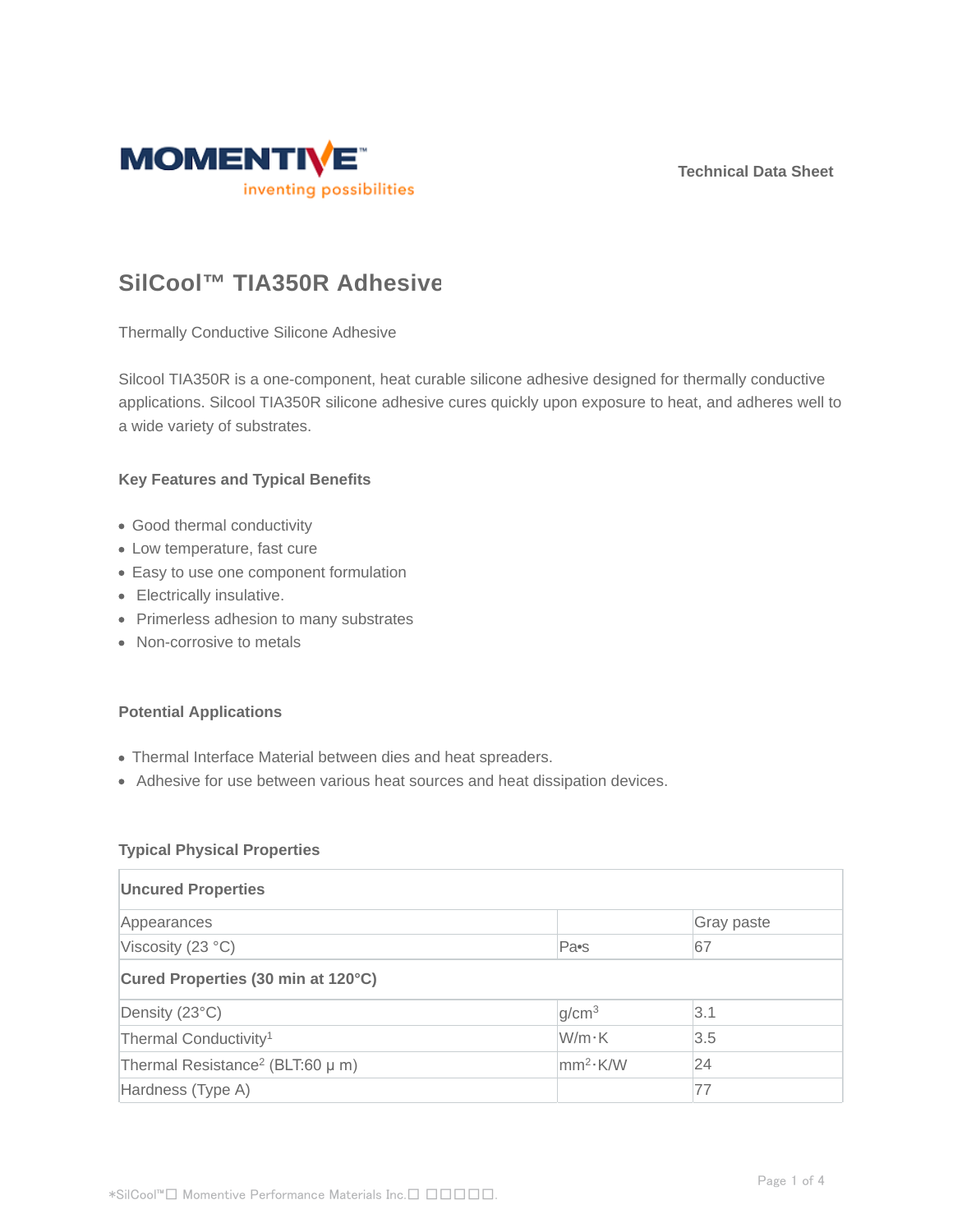Technical Data Sheet

# SilCool™ TIA350R Adhesive

Thermally Conductive Silicone Adhesive

Silcool TIA350R is a one-component, heat curable silicone adhesive designed for thermally conductive applications. Silcool TIA350R silicone adhesive cures quickly upon exposure to heat, and adheres well to a wide variety of substrates.

### Key Features and Typical Benefits

- Good thermal conductivity
- Low temperature, fast cure
- Easy to use one component formulation
- Electrically insulative.
- Primerless adhesion to many substrates
- Non-corrosive to metals

### Potential Applications

- Thermal Interface Material between dies and heat spreaders.
- Adhesive for use between various heat sources and heat dissipation devices.

### Typical Physical Properties

| **Uncured Properties** | | |
|---|---|---|
| Appearances | | Gray paste |
| Viscosity (23 °C) | Pa•s | 67 |
| **Cured Properties (30 min at 120°C)** | | |
| Density (23°C) | $g/cm^3$ | 3.1 |
| Thermal Conductivity[1] | W/m·K | 3.5 |
| Thermal Resistance[2] (BLT:60 μ m) | $mm^2$·K/W | 24 |
| Hardness (Type A) | | 77 |

*SilCool™☐ Momentive Performance Materials Inc.☐ ☐☐☐☐☐.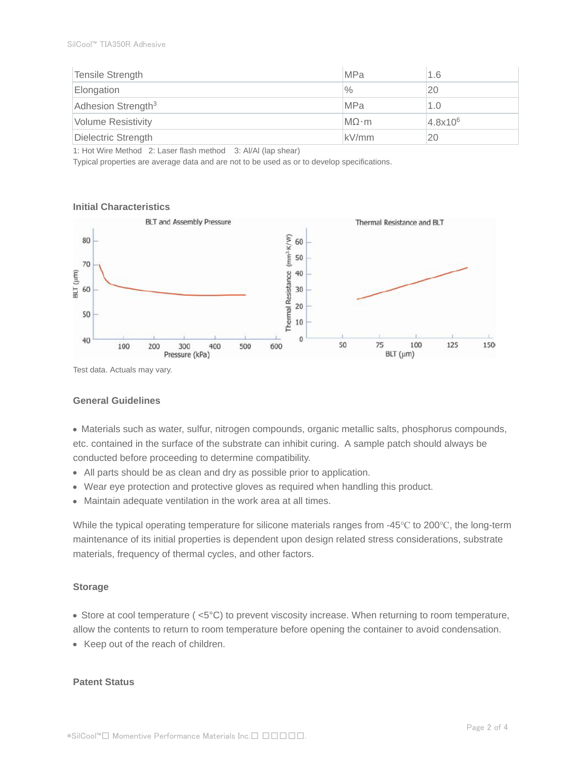| Tensile Strength | MPa | 1.6 |
|---|---|---|
| Elongation | % | 20 |
| Adhesion Strength[3] | MPa | 1.0 |
| Volume Resistivity | MΩ·m | $4.8 \times 10^6$ |
| Dielectric Strength | kV/mm | 20 |

1: Hot Wire Method 2: Laser flash method 3: Al/Al (lap shear)

Typical properties are average data and are not to be used as or to develop specifications.

### Initial Characteristics

Test data. Actuals may vary.

### General Guidelines

- Materials such as water, sulfur, nitrogen compounds, organic metallic salts, phosphorus compounds, etc. contained in the surface of the substrate can inhibit curing. A sample patch should always be conducted before proceeding to determine compatibility.
- All parts should be as clean and dry as possible prior to application.
- Wear eye protection and protective gloves as required when handling this product.
- Maintain adequate ventilation in the work area at all times.

While the typical operating temperature for silicone materials ranges from -45℃ to 200℃, the long-term maintenance of its initial properties is dependent upon design related stress considerations, substrate materials, frequency of thermal cycles, and other factors.

### Storage

- Store at cool temperature ( <5°C) to prevent viscosity increase. When returning to room temperature, allow the contents to return to room temperature before opening the container to avoid condensation.
- Keep out of the reach of children.

### Patent Status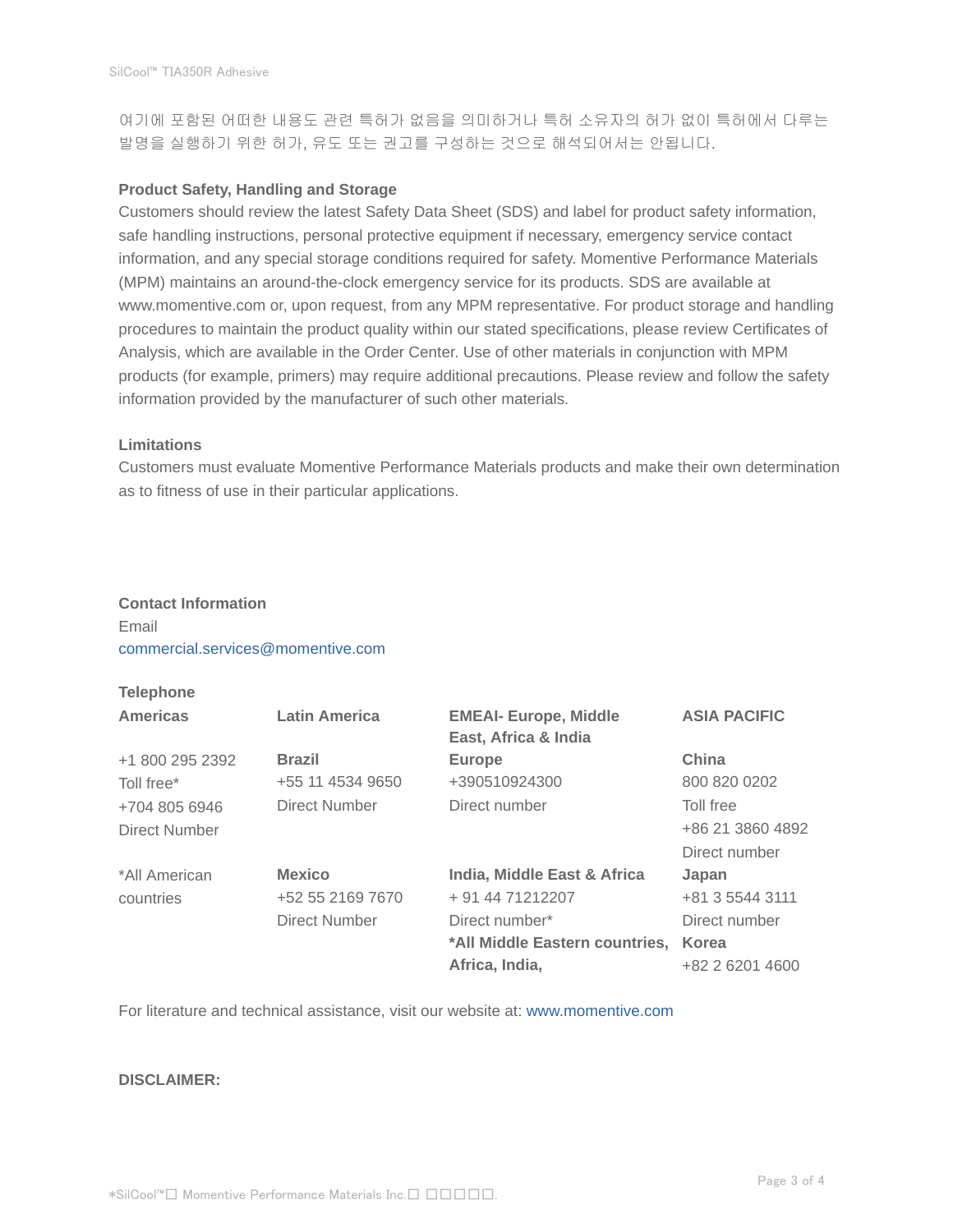여기에 포함된 어떠한 내용도 관련 특허가 없음을 의미하거나 특허 소유자의 허가 없이 특허에서 다루는 발명을 실행하기 위한 허가, 유도 또는 권고를 구성하는 것으로 해석되어서는 안됩니다.

**Product Safety, Handling and Storage**

Customers should review the latest Safety Data Sheet (SDS) and label for product safety information, safe handling instructions, personal protective equipment if necessary, emergency service contact information, and any special storage conditions required for safety. Momentive Performance Materials (MPM) maintains an around-the-clock emergency service for its products. SDS are available at www.momentive.com or, upon request, from any MPM representative. For product storage and handling procedures to maintain the product quality within our stated specifications, please review Certificates of Analysis, which are available in the Order Center. Use of other materials in conjunction with MPM products (for example, primers) may require additional precautions. Please review and follow the safety information provided by the manufacturer of such other materials.

**Limitations**

Customers must evaluate Momentive Performance Materials products and make their own determination as to fitness of use in their particular applications.

**Contact Information**

Email

commercial.services@momentive.com

**Telephone**

| **Americas** | **Latin America** | **EMEAI- Europe, Middle East, Africa & India** | **ASIA PACIFIC** |
|---|---|---|---|
| +1 800 295 2392<br>Toll free*<br>+704 805 6946<br>Direct Number | **Brazil**<br>+55 11 4534 9650<br>Direct Number | **Europe**<br>+390510924300<br>Direct number | **China**<br>800 820 0202<br>Toll free<br>+86 21 3860 4892<br>Direct number |
| *All American countries | **Mexico**<br>+52 55 2169 7670<br>Direct Number | **India, Middle East & Africa**<br>+ 91 44 71212207<br>Direct number*<br>**\*All Middle Eastern countries, Africa, India,** | **Japan**<br>+81 3 5544 3111<br>Direct number<br>**Korea**<br>+82 2 6201 4600 |

For literature and technical assistance, visit our website at: www.momentive.com

**DISCLAIMER:**

*SilCool™□ Momentive Performance Materials Inc.□ □□□□□.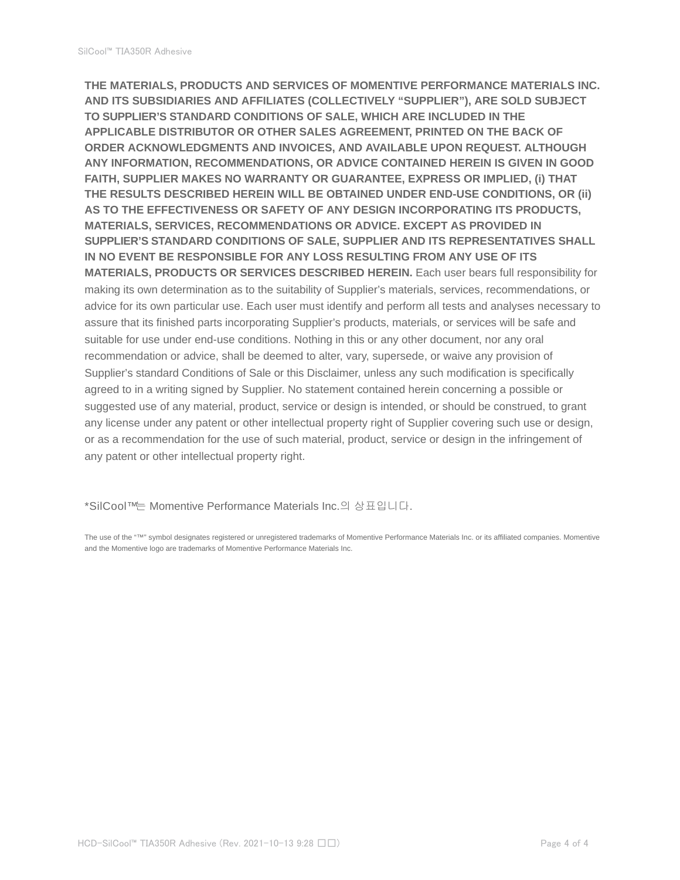**THE MATERIALS, PRODUCTS AND SERVICES OF MOMENTIVE PERFORMANCE MATERIALS INC. AND ITS SUBSIDIARIES AND AFFILIATES (COLLECTIVELY "SUPPLIER"), ARE SOLD SUBJECT TO SUPPLIER'S STANDARD CONDITIONS OF SALE, WHICH ARE INCLUDED IN THE APPLICABLE DISTRIBUTOR OR OTHER SALES AGREEMENT, PRINTED ON THE BACK OF ORDER ACKNOWLEDGMENTS AND INVOICES, AND AVAILABLE UPON REQUEST. ALTHOUGH ANY INFORMATION, RECOMMENDATIONS, OR ADVICE CONTAINED HEREIN IS GIVEN IN GOOD FAITH, SUPPLIER MAKES NO WARRANTY OR GUARANTEE, EXPRESS OR IMPLIED, (i) THAT THE RESULTS DESCRIBED HEREIN WILL BE OBTAINED UNDER END-USE CONDITIONS, OR (ii) AS TO THE EFFECTIVENESS OR SAFETY OF ANY DESIGN INCORPORATING ITS PRODUCTS, MATERIALS, SERVICES, RECOMMENDATIONS OR ADVICE. EXCEPT AS PROVIDED IN SUPPLIER'S STANDARD CONDITIONS OF SALE, SUPPLIER AND ITS REPRESENTATIVES SHALL IN NO EVENT BE RESPONSIBLE FOR ANY LOSS RESULTING FROM ANY USE OF ITS MATERIALS, PRODUCTS OR SERVICES DESCRIBED HEREIN.** Each user bears full responsibility for making its own determination as to the suitability of Supplier's materials, services, recommendations, or advice for its own particular use. Each user must identify and perform all tests and analyses necessary to assure that its finished parts incorporating Supplier's products, materials, or services will be safe and suitable for use under end-use conditions. Nothing in this or any other document, nor any oral recommendation or advice, shall be deemed to alter, vary, supersede, or waive any provision of Supplier's standard Conditions of Sale or this Disclaimer, unless any such modification is specifically agreed to in a writing signed by Supplier. No statement contained herein concerning a possible or suggested use of any material, product, service or design is intended, or should be construed, to grant any license under any patent or other intellectual property right of Supplier covering such use or design, or as a recommendation for the use of such material, product, service or design in the infringement of any patent or other intellectual property right.

*SilCool™는 Momentive Performance Materials Inc.의 상표입니다.

The use of the "™" symbol designates registered or unregistered trademarks of Momentive Performance Materials Inc. or its affiliated companies. Momentive and the Momentive logo are trademarks of Momentive Performance Materials Inc.